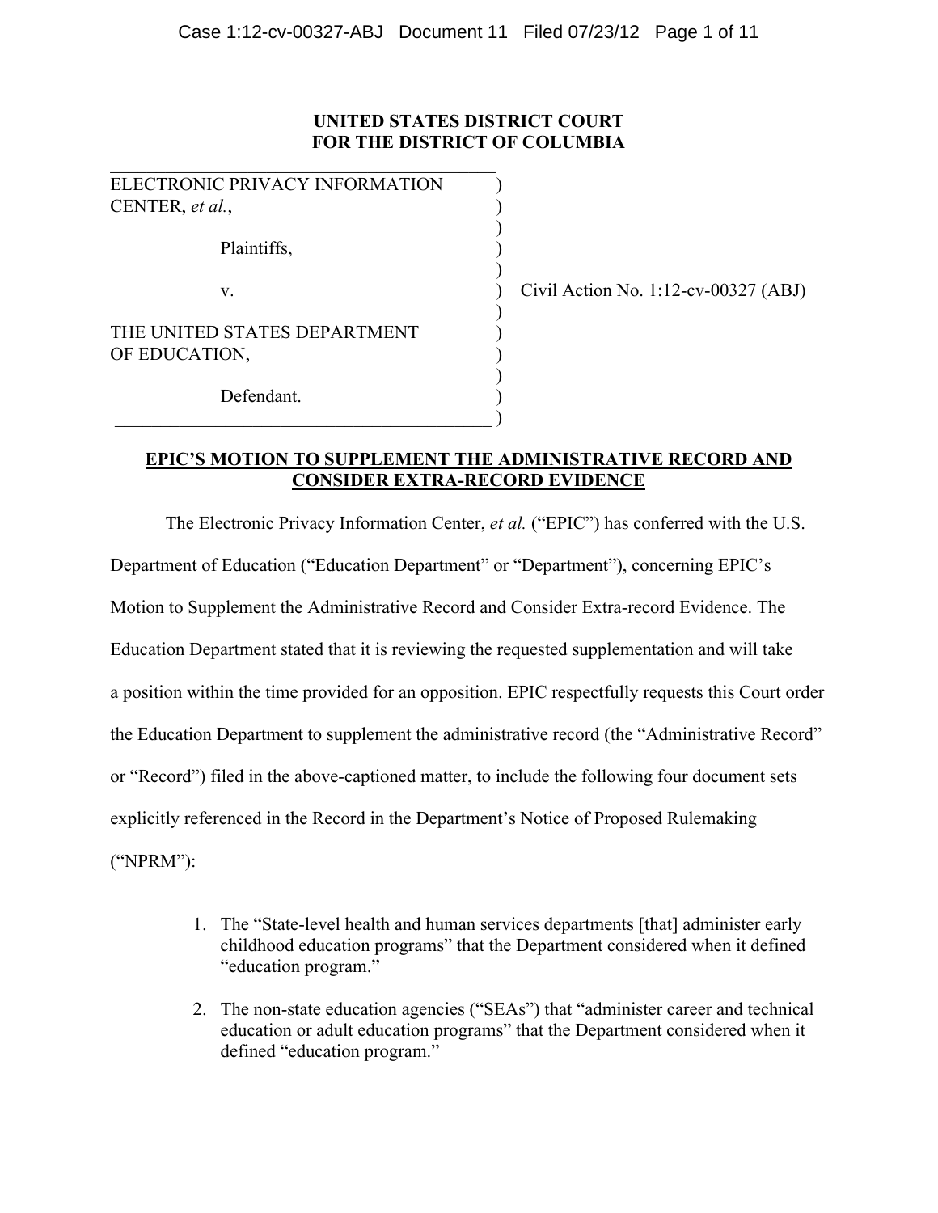**UNITED STATES DISTRICT COURT**
**FOR THE DISTRICT OF COLUMBIA**

| | | |
|---|---|---|
| ELECTRONIC PRIVACY INFORMATION CENTER, *et al.*, | ) | |
| Plaintiffs, | ) | |
| v. | ) | Civil Action No. 1:12-cv-00327 (ABJ) |
| THE UNITED STATES DEPARTMENT OF EDUCATION, | ) | |
| Defendant. | ) | |

## EPIC'S MOTION TO SUPPLEMENT THE ADMINISTRATIVE RECORD AND CONSIDER EXTRA-RECORD EVIDENCE

The Electronic Privacy Information Center, *et al.* ("EPIC") has conferred with the U.S. Department of Education ("Education Department" or "Department"), concerning EPIC's Motion to Supplement the Administrative Record and Consider Extra-record Evidence. The Education Department stated that it is reviewing the requested supplementation and will take a position within the time provided for an opposition. EPIC respectfully requests this Court order the Education Department to supplement the administrative record (the "Administrative Record" or "Record") filed in the above-captioned matter, to include the following four document sets explicitly referenced in the Record in the Department's Notice of Proposed Rulemaking ("NPRM"):

1. The "State-level health and human services departments [that] administer early childhood education programs" that the Department considered when it defined "education program."

2. The non-state education agencies ("SEAs") that "administer career and technical education or adult education programs" that the Department considered when it defined "education program."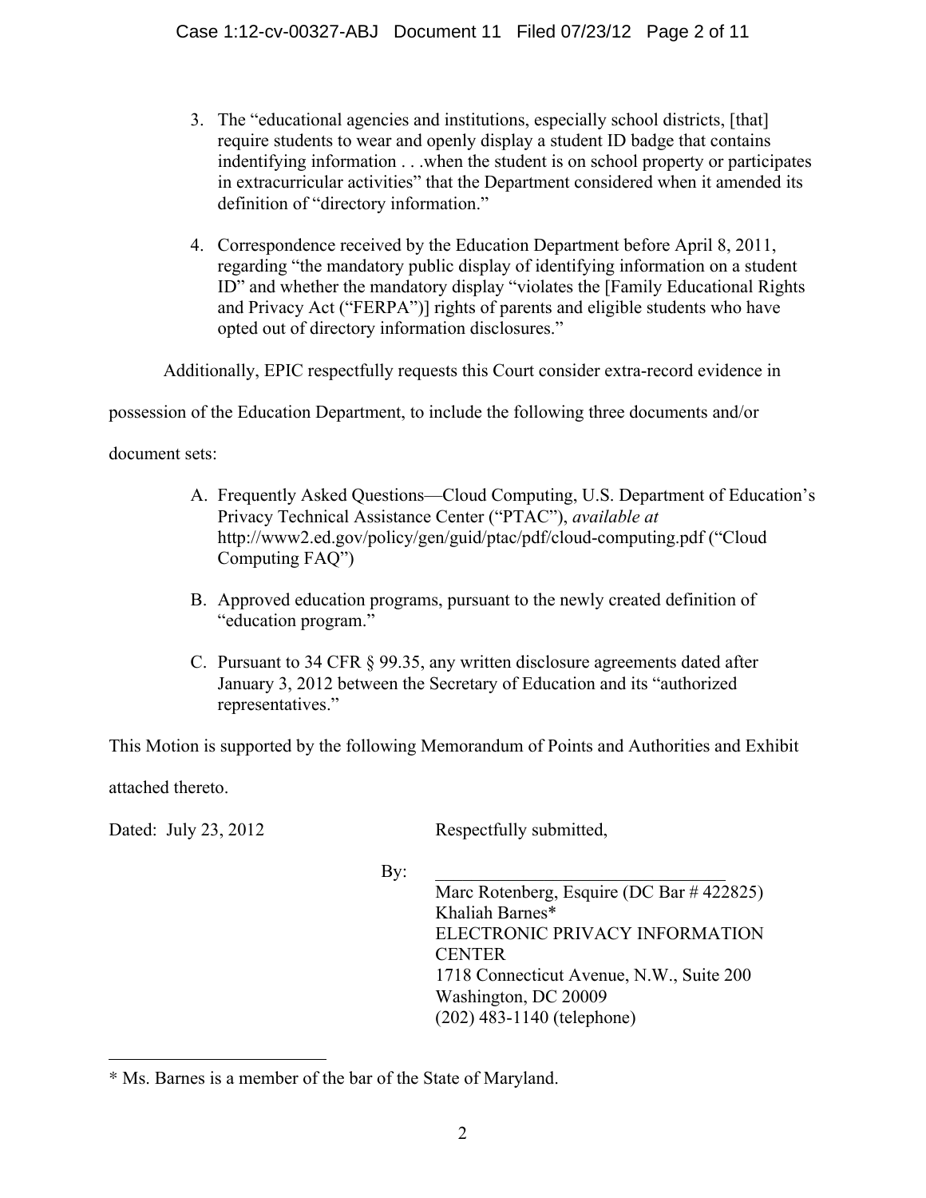3. The "educational agencies and institutions, especially school districts, [that] require students to wear and openly display a student ID badge that contains indentifying information . . .when the student is on school property or participates in extracurricular activities" that the Department considered when it amended its definition of "directory information."

4. Correspondence received by the Education Department before April 8, 2011, regarding "the mandatory public display of identifying information on a student ID" and whether the mandatory display "violates the [Family Educational Rights and Privacy Act ("FERPA")] rights of parents and eligible students who have opted out of directory information disclosures."

Additionally, EPIC respectfully requests this Court consider extra-record evidence in possession of the Education Department, to include the following three documents and/or document sets:

A. Frequently Asked Questions—Cloud Computing, U.S. Department of Education's Privacy Technical Assistance Center ("PTAC"), *available at* http://www2.ed.gov/policy/gen/guid/ptac/pdf/cloud-computing.pdf ("Cloud Computing FAQ")

B. Approved education programs, pursuant to the newly created definition of "education program."

C. Pursuant to 34 CFR § 99.35, any written disclosure agreements dated after January 3, 2012 between the Secretary of Education and its "authorized representatives."

This Motion is supported by the following Memorandum of Points and Authorities and Exhibit attached thereto.

Dated: July 23, 2012

Respectfully submitted,

By: ______________________________

Marc Rotenberg, Esquire (DC Bar # 422825)
Khaliah Barnes*
ELECTRONIC PRIVACY INFORMATION CENTER
1718 Connecticut Avenue, N.W., Suite 200
Washington, DC 20009
(202) 483-1140 (telephone)

---

* Ms. Barnes is a member of the bar of the State of Maryland.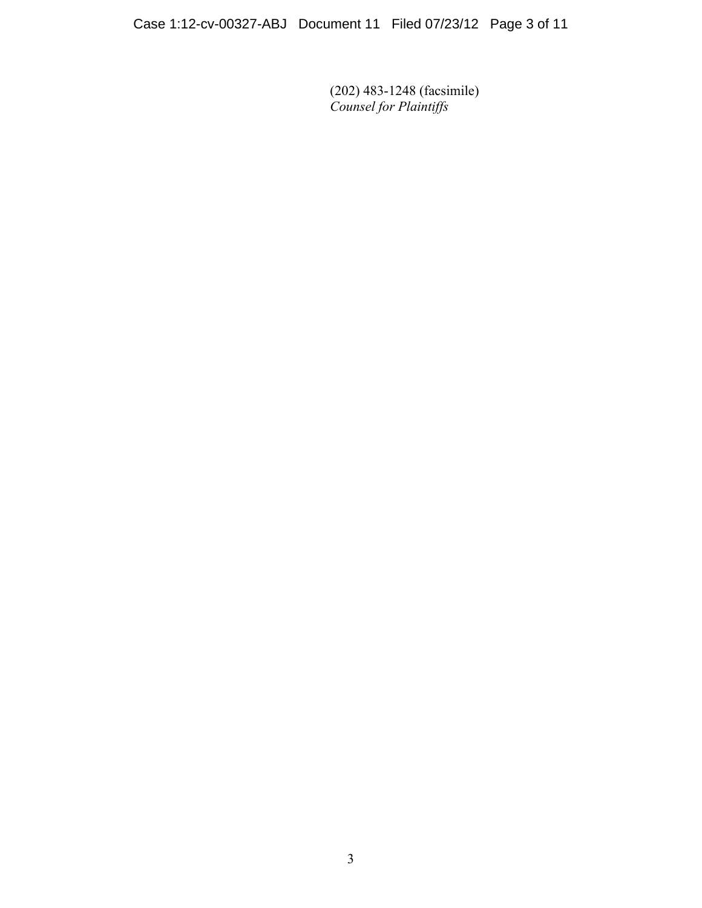(202) 483-1248 (facsimile)
*Counsel for Plaintiffs*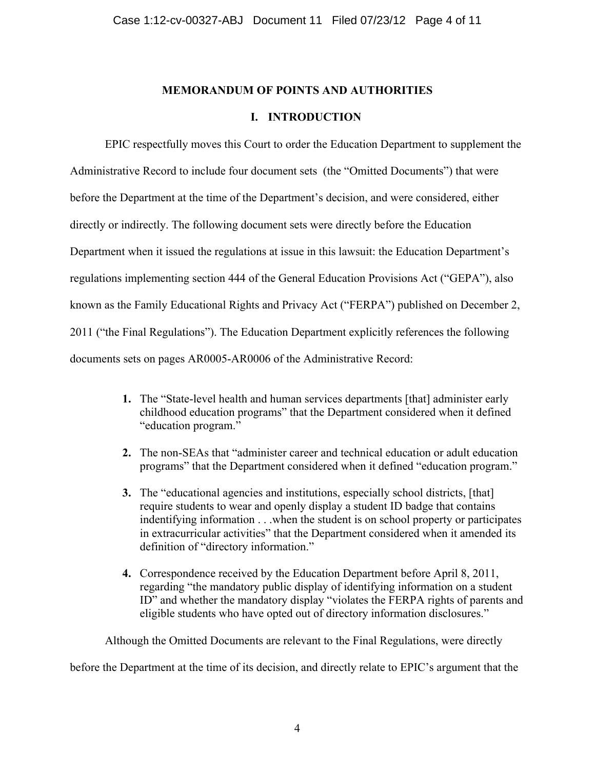## MEMORANDUM OF POINTS AND AUTHORITIES

### I. INTRODUCTION

EPIC respectfully moves this Court to order the Education Department to supplement the Administrative Record to include four document sets (the "Omitted Documents") that were before the Department at the time of the Department's decision, and were considered, either directly or indirectly. The following document sets were directly before the Education Department when it issued the regulations at issue in this lawsuit: the Education Department's regulations implementing section 444 of the General Education Provisions Act ("GEPA"), also known as the Family Educational Rights and Privacy Act ("FERPA") published on December 2, 2011 ("the Final Regulations"). The Education Department explicitly references the following documents sets on pages AR0005-AR0006 of the Administrative Record:

1. The "State-level health and human services departments [that] administer early childhood education programs" that the Department considered when it defined "education program."
2. The non-SEAs that "administer career and technical education or adult education programs" that the Department considered when it defined "education program."
3. The "educational agencies and institutions, especially school districts, [that] require students to wear and openly display a student ID badge that contains indentifying information . . .when the student is on school property or participates in extracurricular activities" that the Department considered when it amended its definition of "directory information."
4. Correspondence received by the Education Department before April 8, 2011, regarding "the mandatory public display of identifying information on a student ID" and whether the mandatory display "violates the FERPA rights of parents and eligible students who have opted out of directory information disclosures."

Although the Omitted Documents are relevant to the Final Regulations, were directly before the Department at the time of its decision, and directly relate to EPIC's argument that the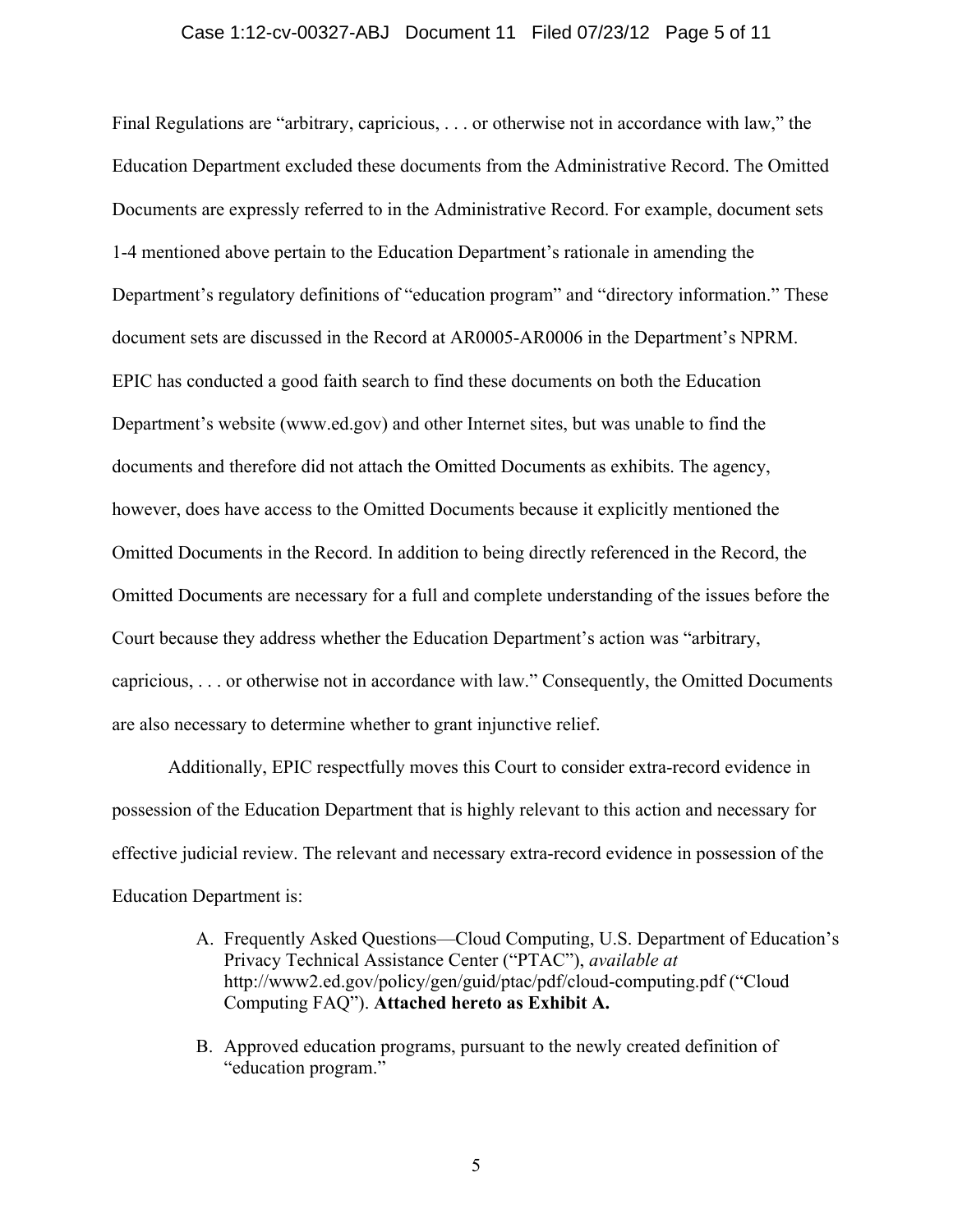Final Regulations are "arbitrary, capricious, . . . or otherwise not in accordance with law," the Education Department excluded these documents from the Administrative Record. The Omitted Documents are expressly referred to in the Administrative Record. For example, document sets 1-4 mentioned above pertain to the Education Department's rationale in amending the Department's regulatory definitions of "education program" and "directory information." These document sets are discussed in the Record at AR0005-AR0006 in the Department's NPRM. EPIC has conducted a good faith search to find these documents on both the Education Department's website (www.ed.gov) and other Internet sites, but was unable to find the documents and therefore did not attach the Omitted Documents as exhibits. The agency, however, does have access to the Omitted Documents because it explicitly mentioned the Omitted Documents in the Record. In addition to being directly referenced in the Record, the Omitted Documents are necessary for a full and complete understanding of the issues before the Court because they address whether the Education Department's action was "arbitrary, capricious, . . . or otherwise not in accordance with law." Consequently, the Omitted Documents are also necessary to determine whether to grant injunctive relief.

Additionally, EPIC respectfully moves this Court to consider extra-record evidence in possession of the Education Department that is highly relevant to this action and necessary for effective judicial review. The relevant and necessary extra-record evidence in possession of the Education Department is:

A. Frequently Asked Questions—Cloud Computing, U.S. Department of Education's Privacy Technical Assistance Center ("PTAC"), *available at* http://www2.ed.gov/policy/gen/guid/ptac/pdf/cloud-computing.pdf ("Cloud Computing FAQ"). **Attached hereto as Exhibit A.**

B. Approved education programs, pursuant to the newly created definition of "education program."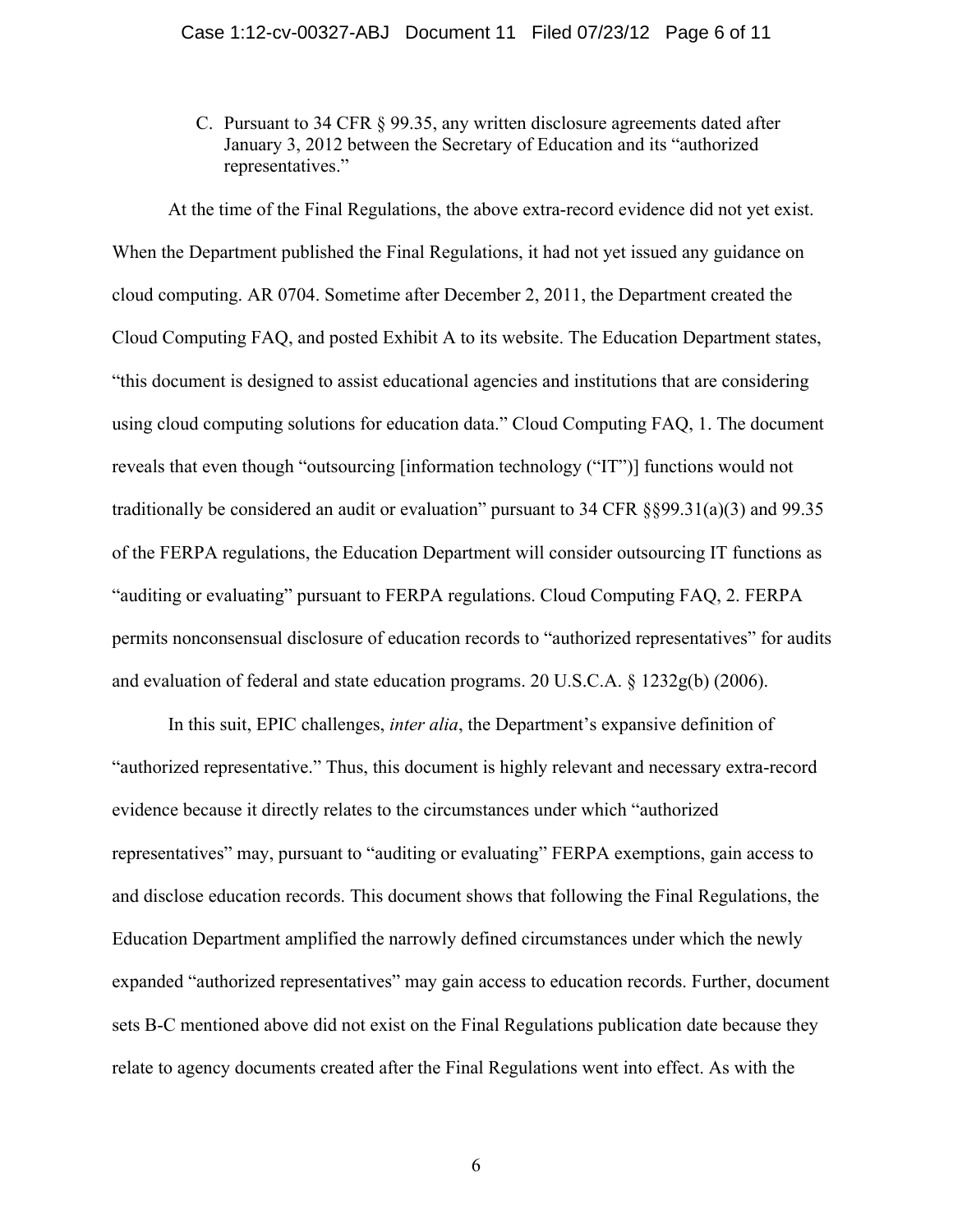C. Pursuant to 34 CFR § 99.35, any written disclosure agreements dated after January 3, 2012 between the Secretary of Education and its "authorized representatives."

At the time of the Final Regulations, the above extra-record evidence did not yet exist. When the Department published the Final Regulations, it had not yet issued any guidance on cloud computing. AR 0704. Sometime after December 2, 2011, the Department created the Cloud Computing FAQ, and posted Exhibit A to its website. The Education Department states, "this document is designed to assist educational agencies and institutions that are considering using cloud computing solutions for education data." Cloud Computing FAQ, 1. The document reveals that even though "outsourcing [information technology ("IT")] functions would not traditionally be considered an audit or evaluation" pursuant to 34 CFR §§99.31(a)(3) and 99.35 of the FERPA regulations, the Education Department will consider outsourcing IT functions as "auditing or evaluating" pursuant to FERPA regulations. Cloud Computing FAQ, 2. FERPA permits nonconsensual disclosure of education records to "authorized representatives" for audits and evaluation of federal and state education programs. 20 U.S.C.A. § 1232g(b) (2006).

In this suit, EPIC challenges, *inter alia*, the Department's expansive definition of "authorized representative." Thus, this document is highly relevant and necessary extra-record evidence because it directly relates to the circumstances under which "authorized representatives" may, pursuant to "auditing or evaluating" FERPA exemptions, gain access to and disclose education records. This document shows that following the Final Regulations, the Education Department amplified the narrowly defined circumstances under which the newly expanded "authorized representatives" may gain access to education records. Further, document sets B-C mentioned above did not exist on the Final Regulations publication date because they relate to agency documents created after the Final Regulations went into effect. As with the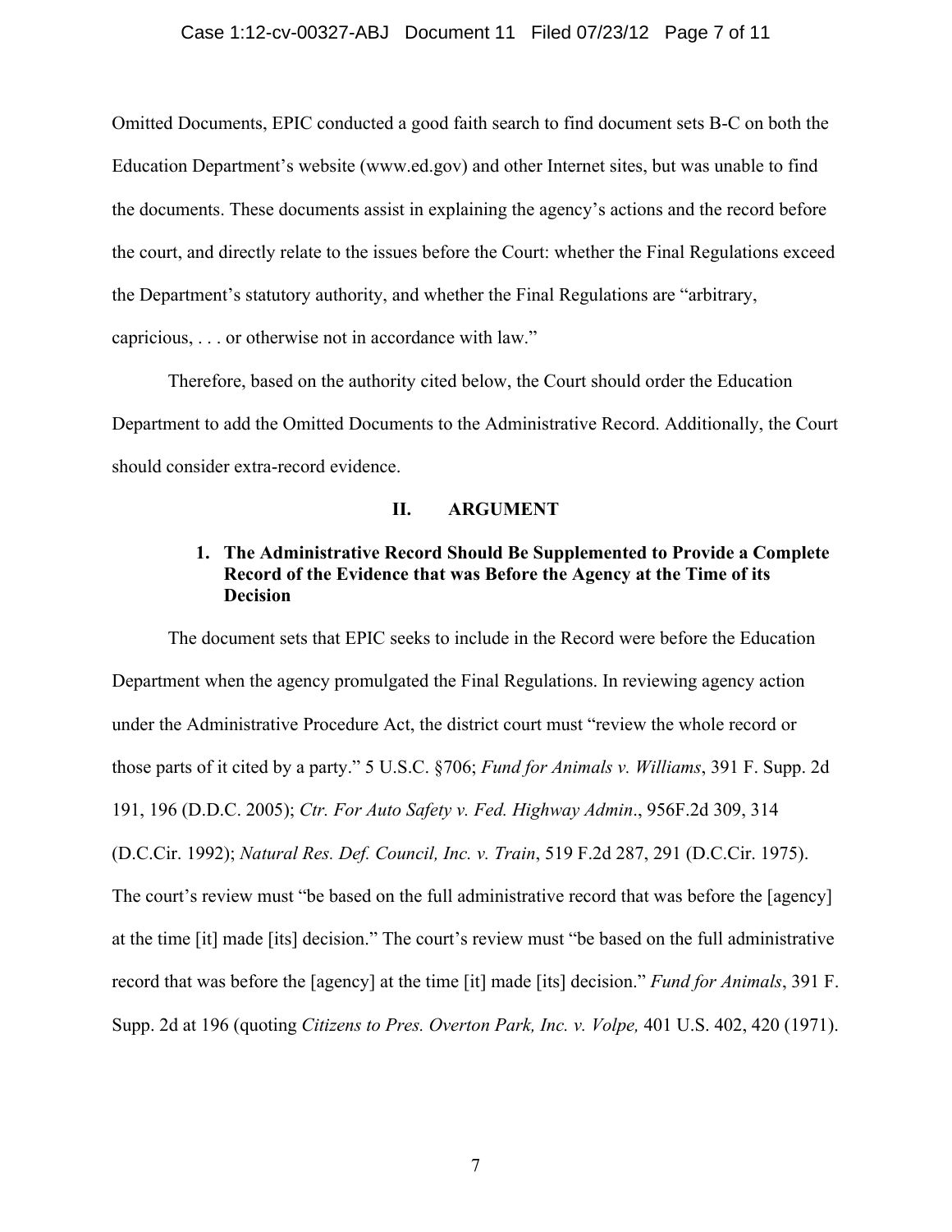Omitted Documents, EPIC conducted a good faith search to find document sets B-C on both the Education Department's website (www.ed.gov) and other Internet sites, but was unable to find the documents. These documents assist in explaining the agency's actions and the record before the court, and directly relate to the issues before the Court: whether the Final Regulations exceed the Department's statutory authority, and whether the Final Regulations are "arbitrary, capricious, . . . or otherwise not in accordance with law."

Therefore, based on the authority cited below, the Court should order the Education Department to add the Omitted Documents to the Administrative Record. Additionally, the Court should consider extra-record evidence.

## II. ARGUMENT

### 1. The Administrative Record Should Be Supplemented to Provide a Complete Record of the Evidence that was Before the Agency at the Time of its Decision

The document sets that EPIC seeks to include in the Record were before the Education Department when the agency promulgated the Final Regulations. In reviewing agency action under the Administrative Procedure Act, the district court must "review the whole record or those parts of it cited by a party." 5 U.S.C. §706; *Fund for Animals v. Williams*, 391 F. Supp. 2d 191, 196 (D.D.C. 2005); *Ctr. For Auto Safety v. Fed. Highway Admin*., 956F.2d 309, 314 (D.C.Cir. 1992); *Natural Res. Def. Council, Inc. v. Train*, 519 F.2d 287, 291 (D.C.Cir. 1975). The court's review must "be based on the full administrative record that was before the [agency] at the time [it] made [its] decision." The court's review must "be based on the full administrative record that was before the [agency] at the time [it] made [its] decision." *Fund for Animals*, 391 F. Supp. 2d at 196 (quoting *Citizens to Pres. Overton Park, Inc. v. Volpe,* 401 U.S. 402, 420 (1971).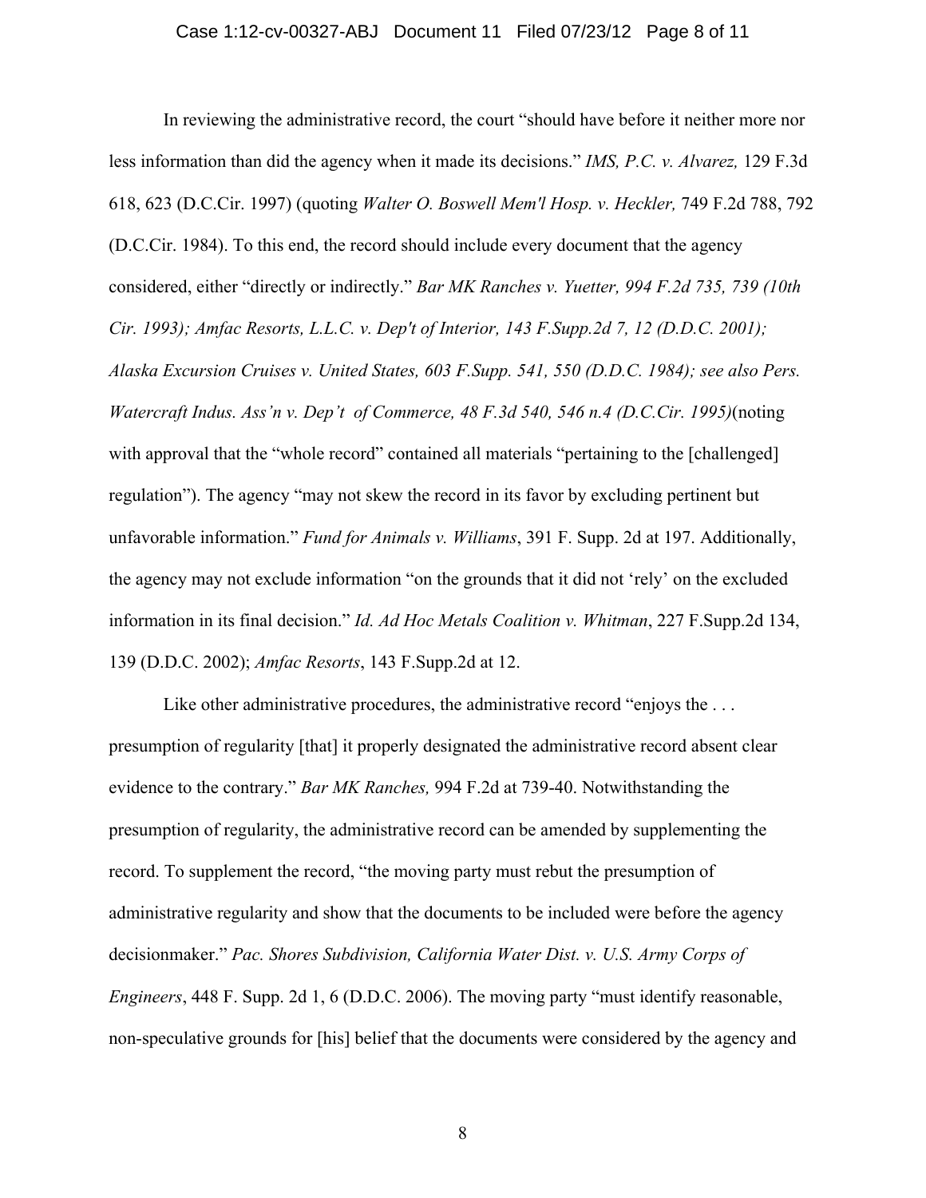In reviewing the administrative record, the court "should have before it neither more nor less information than did the agency when it made its decisions." *IMS, P.C. v. Alvarez,* 129 F.3d 618, 623 (D.C.Cir. 1997) (quoting *Walter O. Boswell Mem'l Hosp. v. Heckler,* 749 F.2d 788, 792 (D.C.Cir. 1984). To this end, the record should include every document that the agency considered, either "directly or indirectly." *Bar MK Ranches v. Yuetter, 994 F.2d 735, 739 (10th Cir. 1993); Amfac Resorts, L.L.C. v. Dep't of Interior, 143 F.Supp.2d 7, 12 (D.D.C. 2001); Alaska Excursion Cruises v. United States, 603 F.Supp. 541, 550 (D.D.C. 1984); see also Pers. Watercraft Indus. Ass'n v. Dep't of Commerce, 48 F.3d 540, 546 n.4 (D.C.Cir. 1995)*(noting with approval that the "whole record" contained all materials "pertaining to the [challenged] regulation"). The agency "may not skew the record in its favor by excluding pertinent but unfavorable information." *Fund for Animals v. Williams*, 391 F. Supp. 2d at 197. Additionally, the agency may not exclude information "on the grounds that it did not 'rely' on the excluded information in its final decision." *Id. Ad Hoc Metals Coalition v. Whitman*, 227 F.Supp.2d 134, 139 (D.D.C. 2002); *Amfac Resorts*, 143 F.Supp.2d at 12.

Like other administrative procedures, the administrative record "enjoys the . . . presumption of regularity [that] it properly designated the administrative record absent clear evidence to the contrary." *Bar MK Ranches,* 994 F.2d at 739-40. Notwithstanding the presumption of regularity, the administrative record can be amended by supplementing the record. To supplement the record, "the moving party must rebut the presumption of administrative regularity and show that the documents to be included were before the agency decisionmaker." *Pac. Shores Subdivision, California Water Dist. v. U.S. Army Corps of Engineers*, 448 F. Supp. 2d 1, 6 (D.D.C. 2006). The moving party "must identify reasonable, non-speculative grounds for [his] belief that the documents were considered by the agency and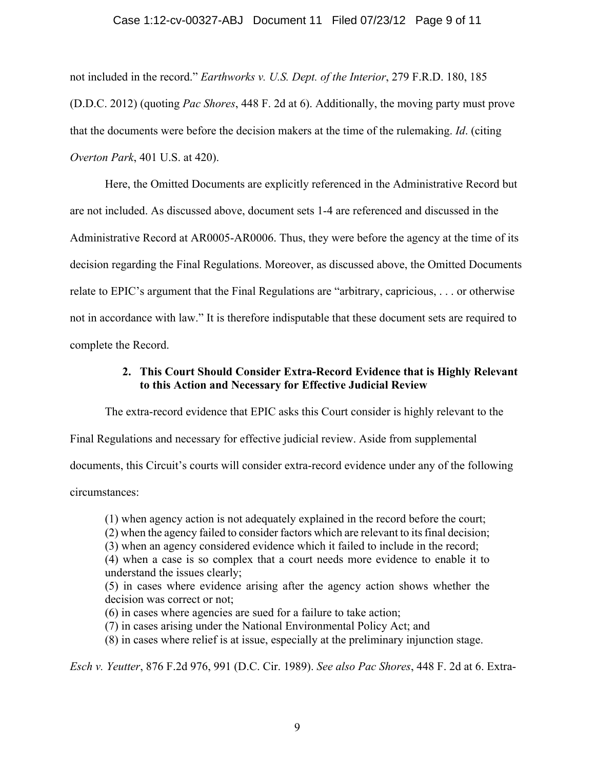not included in the record." *Earthworks v. U.S. Dept. of the Interior*, 279 F.R.D. 180, 185 (D.D.C. 2012) (quoting *Pac Shores*, 448 F. 2d at 6). Additionally, the moving party must prove that the documents were before the decision makers at the time of the rulemaking. *Id*. (citing *Overton Park*, 401 U.S. at 420).

Here, the Omitted Documents are explicitly referenced in the Administrative Record but are not included. As discussed above, document sets 1-4 are referenced and discussed in the Administrative Record at AR0005-AR0006. Thus, they were before the agency at the time of its decision regarding the Final Regulations. Moreover, as discussed above, the Omitted Documents relate to EPIC's argument that the Final Regulations are "arbitrary, capricious, . . . or otherwise not in accordance with law." It is therefore indisputable that these document sets are required to complete the Record.

### 2. This Court Should Consider Extra-Record Evidence that is Highly Relevant to this Action and Necessary for Effective Judicial Review

The extra-record evidence that EPIC asks this Court consider is highly relevant to the Final Regulations and necessary for effective judicial review. Aside from supplemental documents, this Circuit's courts will consider extra-record evidence under any of the following circumstances:

> (1) when agency action is not adequately explained in the record before the court;
> (2) when the agency failed to consider factors which are relevant to its final decision;
> (3) when an agency considered evidence which it failed to include in the record;
> (4) when a case is so complex that a court needs more evidence to enable it to understand the issues clearly;
> (5) in cases where evidence arising after the agency action shows whether the decision was correct or not;
> (6) in cases where agencies are sued for a failure to take action;
> (7) in cases arising under the National Environmental Policy Act; and
> (8) in cases where relief is at issue, especially at the preliminary injunction stage.

*Esch v. Yeutter*, 876 F.2d 976, 991 (D.C. Cir. 1989). *See also Pac Shores*, 448 F. 2d at 6. Extra-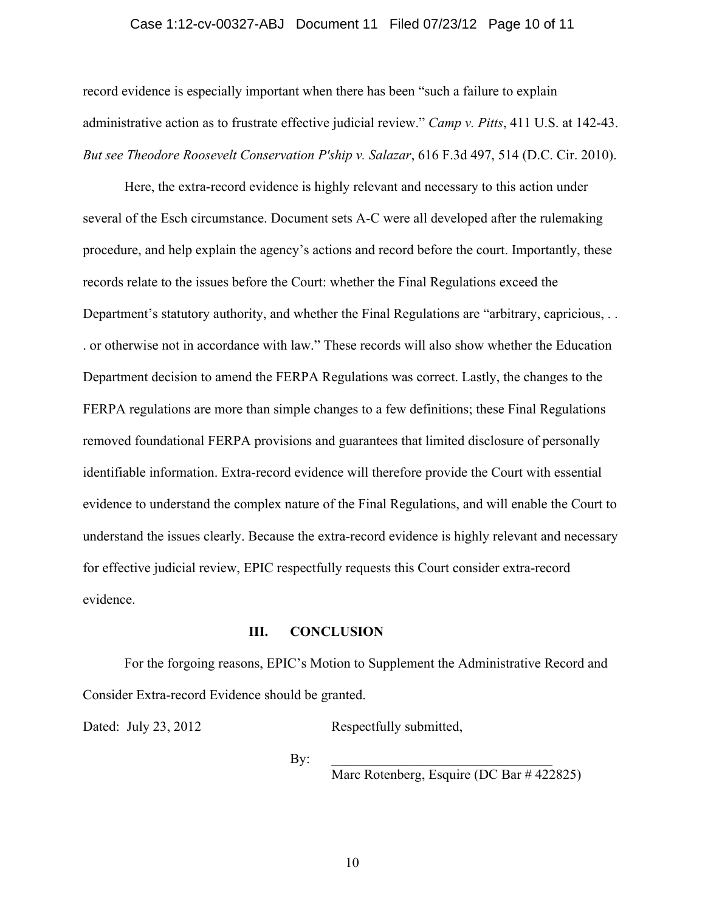record evidence is especially important when there has been "such a failure to explain administrative action as to frustrate effective judicial review." *Camp v. Pitts*, 411 U.S. at 142-43. *But see Theodore Roosevelt Conservation P'ship v. Salazar*, 616 F.3d 497, 514 (D.C. Cir. 2010).

Here, the extra-record evidence is highly relevant and necessary to this action under several of the Esch circumstance. Document sets A-C were all developed after the rulemaking procedure, and help explain the agency's actions and record before the court. Importantly, these records relate to the issues before the Court: whether the Final Regulations exceed the Department's statutory authority, and whether the Final Regulations are "arbitrary, capricious, . . . or otherwise not in accordance with law." These records will also show whether the Education Department decision to amend the FERPA Regulations was correct. Lastly, the changes to the FERPA regulations are more than simple changes to a few definitions; these Final Regulations removed foundational FERPA provisions and guarantees that limited disclosure of personally identifiable information. Extra-record evidence will therefore provide the Court with essential evidence to understand the complex nature of the Final Regulations, and will enable the Court to understand the issues clearly. Because the extra-record evidence is highly relevant and necessary for effective judicial review, EPIC respectfully requests this Court consider extra-record evidence.

## III. CONCLUSION

For the forgoing reasons, EPIC's Motion to Supplement the Administrative Record and Consider Extra-record Evidence should be granted.

Dated: July 23, 2012

Respectfully submitted,

By: ________________________________
Marc Rotenberg, Esquire (DC Bar # 422825)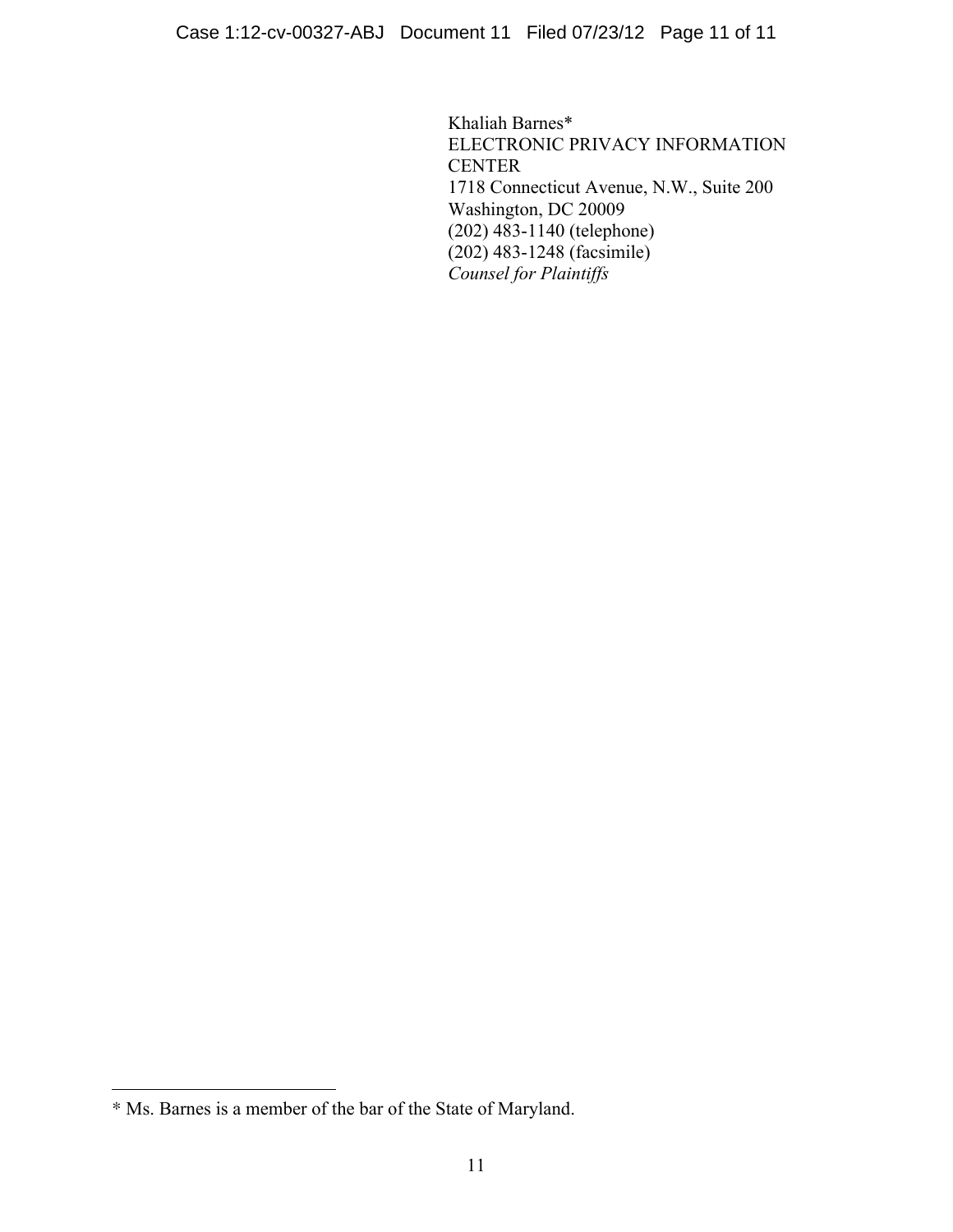Khaliah Barnes*
ELECTRONIC PRIVACY INFORMATION CENTER
1718 Connecticut Avenue, N.W., Suite 200
Washington, DC 20009
(202) 483-1140 (telephone)
(202) 483-1248 (facsimile)
*Counsel for Plaintiffs*

---

* Ms. Barnes is a member of the bar of the State of Maryland.